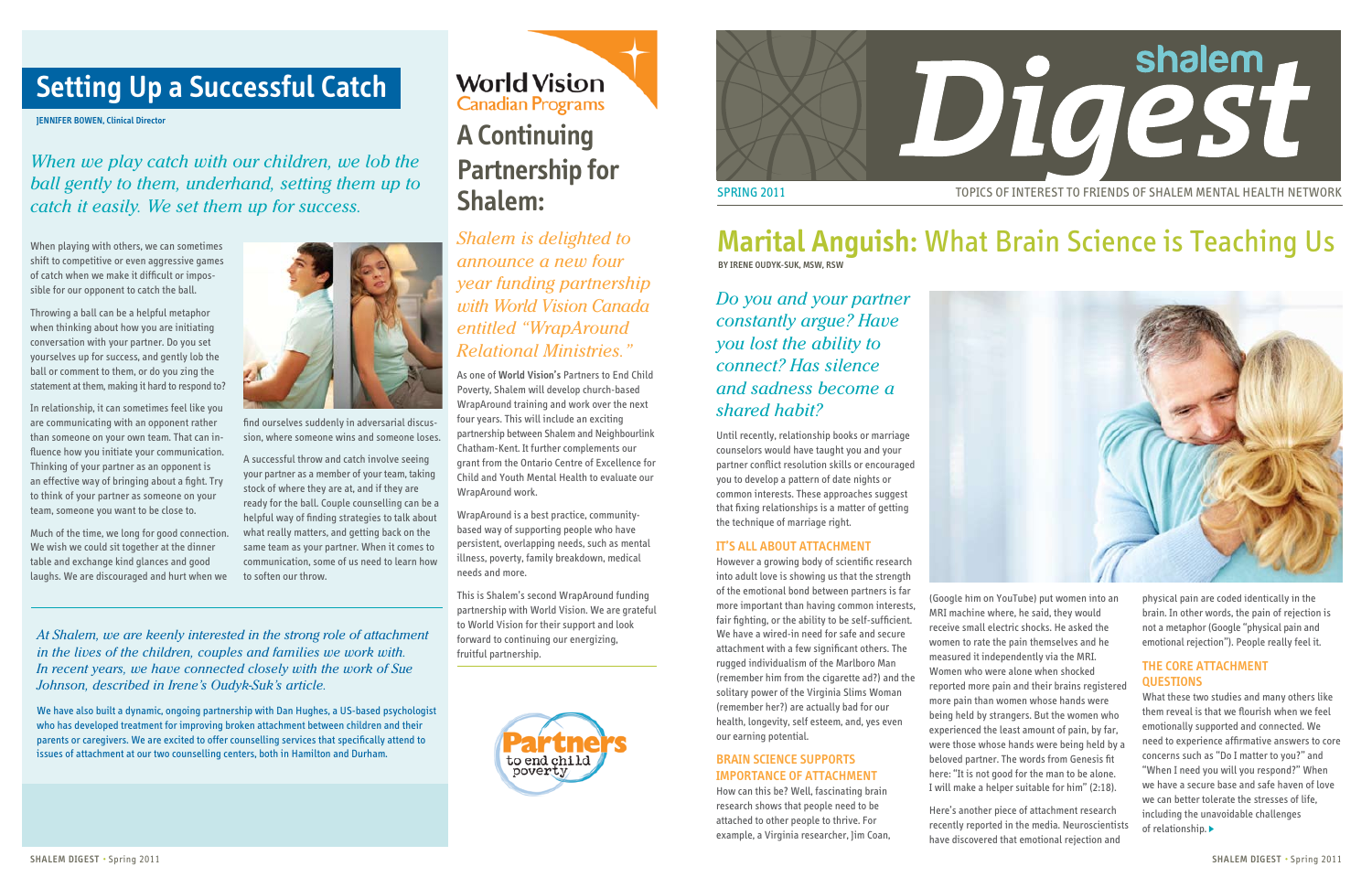# Setting Up a Successful Catch

JENNIFER BOWEN, Clinical Director

*When we play catch with our children, we lob the ball gently to them, underhand, setting them up to catch it easily. We set them up for success.*

When playing with others, we can sometimes shift to competitive or even aggressive games of catch when we make it difficult or impossible for our opponent to catch the ball.

Throwing a ball can be a helpful metaphor when thinking about how you are initiating conversation with your partner. Do you set yourselves up for success, and gently lob the ball or comment to them, or do you zing the statement at them, making it hard to respond to?

In relationship, it can sometimes feel like you are communicating with an opponent rather than someone on your own team. That can influence how you initiate your communication. Thinking of your partner as an opponent is an effective way of bringing about a fight. Try to think of your partner as someone on your team, someone you want to be close to.

Much of the time, we long for good connection. We wish we could sit together at the dinner table and exchange kind glances and good laughs. We are discouraged and hurt when we find ourselves suddenly in adversarial discussion, where someone wins and someone loses.

A successful throw and catch involve seeing your partner as a member of your team, taking stock of where they are at, and if they are ready for the ball. Couple counselling can be a helpful way of finding strategies to talk about what really matters, and getting back on the same team as your partner. When it comes to communication, some of us need to learn how to soften our throw.

*At Shalem, we are keenly interested in the strong role of attachment in the lives of the children, couples and families we work with. In recent years, we have connected closely with the work of Sue Johnson, described in Irene's Oudyk-Suk's article.*

We have also built a dynamic, ongoing partnership with Dan Hughes, a US-based psychologist who has developed treatment for improving broken attachment between children and their parents or caregivers. We are excited to offer counselling services that specifically attend to issues of attachment at our two counselling centers, both in Hamilton and Durham.

World Vision Canadian Programs

# A Continuing Partnership for Shalem:

*Shalem is delighted to announce a new four year funding partnership with World Vision Canada entitled "WrapAround Relational Ministries."*

As one of **World Vision's** Partners to End Child Poverty, Shalem will develop church-based WrapAround training and work over the next four years. This will include an exciting partnership between Shalem and Neighbourlink Chatham-Kent. It further complements our grant from the Ontario Centre of Excellence for Child and Youth Mental Health to evaluate our WrapAround work.

WrapAround is a best practice, community-based way of supporting people who have persistent, overlapping needs, such as mental illness, poverty, family breakdown, medical needs and more.

This is Shalem's second WrapAround funding partnership with World Vision. We are grateful to World Vision for their support and look forward to continuing our energizing, fruitful partnership.

Partners to end child poverty

shalem Digest

SPRING 2011

TOPICS OF INTEREST TO FRIENDS OF SHALEM MENTAL HEALTH NETWORK

# Marital Anguish: What Brain Science is Teaching Us

BY IRENE OUDYK-SUK, MSW, RSW

*Do you and your partner constantly argue? Have you lost the ability to connect? Has silence and sadness become a shared habit?*

Until recently, relationship books or marriage counselors would have taught you and your partner conflict resolution skills or encouraged you to develop a pattern of date nights or common interests. These approaches suggest that fixing relationships is a matter of getting the technique of marriage right.

## IT'S ALL ABOUT ATTACHMENT

However a growing body of scientific research into adult love is showing us that the strength of the emotional bond between partners is far more important than having common interests, fair fighting, or the ability to be self-sufficient. We have a wired-in need for safe and secure attachment with a few significant others. The rugged individualism of the Marlboro Man (remember him from the cigarette ad?) and the solitary power of the Virginia Slims Woman (remember her?) are actually bad for our health, longevity, self esteem, and, yes even our earning potential.

## BRAIN SCIENCE SUPPORTS IMPORTANCE OF ATTACHMENT

How can this be? Well, fascinating brain research shows that people need to be attached to other people to thrive. For example, a Virginia researcher, Jim Coan, (Google him on YouTube) put women into an MRI machine where, he said, they would receive small electric shocks. He asked the women to rate the pain themselves and he measured it independently via the MRI. Women who were alone when shocked reported more pain and their brains registered more pain than women whose hands were being held by strangers. But the women who experienced the least amount of pain, by far, were those whose hands were being held by a beloved partner. The words from Genesis fit here: "It is not good for the man to be alone. I will make a helper suitable for him" (2:18).

Here's another piece of attachment research recently reported in the media. Neuroscientists have discovered that emotional rejection and physical pain are coded identically in the brain. In other words, the pain of rejection is not a metaphor (Google "physical pain and emotional rejection"). People really feel it.

## THE CORE ATTACHMENT QUESTIONS

What these two studies and many others like them reveal is that we flourish when we feel emotionally supported and connected. We need to experience affirmative answers to core concerns such as "Do I matter to you?" and "When I need you will you respond?" When we have a secure base and safe haven of love we can better tolerate the stresses of life, including the unavoidable challenges of relationship. ▸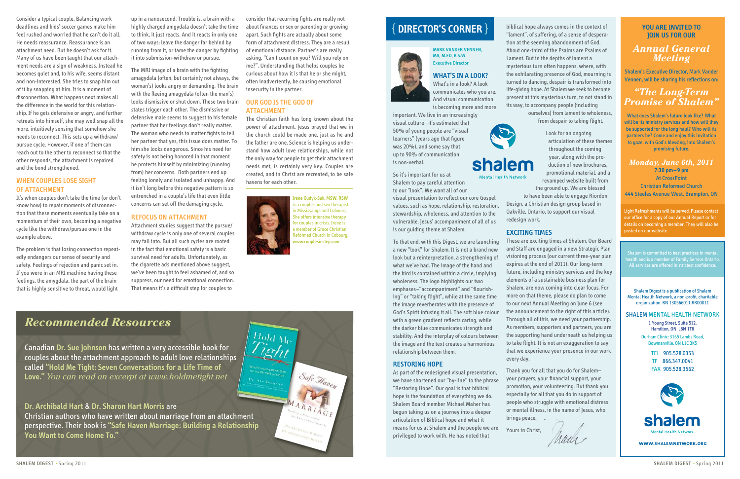Consider a typical couple. Balancing work deadlines and kids' soccer games make him feel rushed and worried that he can't do it all. He needs reassurance. Reassurance is an attachment need. But he doesn't ask for it. Many of us have been taught that our attachment needs are a sign of weakness. Instead he becomes quiet and, to his wife, seems distant and non-interested. She tries to snap him out of it by snapping at him. It is a moment of disconnection. What happens next makes all the difference in the world for this relationship. If he gets defensive or angry, and further retreats into himself, she may well snap all the more, intuitively sensing that somehow she needs to reconnect. This sets up a withdraw/pursue cycle. However, if one of them can reach out to the other to reconnect so that the other responds, the attachment is repaired and the bond strengthened.

## WHEN COUPLES LOSE SIGHT OF ATTACHMENT

It's when couples don't take the time (or don't know how) to repair moments of disconnection that these moments eventually take on a momentum of their own, becoming a negative cycle like the withdraw/pursue one in the example above.

The problem is that losing connection repeatedly endangers our sense of security and safety. Feelings of rejection and panic set in. If you were in an MRI machine having these feelings, the amygdala, the part of the brain that is highly sensitive to threat, would light up in a nanosecond. Trouble is, a brain with a highly charged amygdala doesn't take the time to think, it just reacts. And it reacts in only one of two ways: leave the danger far behind by running from it, or tame the danger by fighting it into submission-withdraw or pursue.

The MRI image of a brain with the fighting amagydala (often, but certainly not always, the woman's) looks angry or demanding. The brain with the fleeing amagydala (often the man's) looks dismissive or shut down. These two brain states trigger each other. The dismissive or defensive male seems to suggest to his female partner that her feelings don't really matter. The woman who needs to matter fights to tell her partner that yes, this issue does matter. To him she looks dangerous. Since his need for safety is not being honored in that moment he protects himself by minimizing (running from) her concerns. Both partners end up feeling lonely and isolated and unhappy. And it isn't long before this negative pattern is so entrenched in a couple's life that even little concerns can set off the damaging cycle.

## REFOCUS ON ATTACHMENT

Attachment studies suggest that the pursue/withdraw cycle is only one of several couples may fall into. But all such cycles are rooted in the fact that emotional safety is a basic survival need for adults. Unfortunately, as the cigarette ads mentioned above suggest, we've been taught to feel ashamed of, and so suppress, our need for emotional connection. That means it's a difficult step for couples to consider that recurring fights are really not about finances or sex or parenting or growing apart. Such fights are actually about some form of attachment distress. They are a result of emotional distance. Partner's are really asking, "Can I count on you? Will you rely on me?". Understanding that helps couples be curious about how it is that he or she might, often inadvertently, be causing emotional insecurity in the partner.

## OUR GOD IS THE GOD OF ATTACHMENT

The Christian faith has long known about the power of attachment. Jesus prayed that we in the church could be made one, just as he and the father are one. Science is helping us understand how adult love relationships, while not the only way for people to get their attachment needs met, is certainly very key. Couples are created, and in Christ are recreated, to be safe havens for each other.

**Irene Oudyk-Suk, MSW, RSW** is a couples and sex therapist in Mississauga and Cobourg. She offers intensive therapy for couples in crisis. Irene is a member of Grace Christian Reformed Church in Cobourg. www.couplesinstep.com

## *Recommended Resources*

Canadian **Dr. Sue Johnson** has written a very accessible book for couples about the attachment approach to adult love relationships called **"Hold Me Tight: Seven Conversations for a Life Time of Love."** *You can read an excerpt at www.holdmetight.net*

**Dr. Archibald Hart** & **Dr. Sharon Hart Morris** are Christian authors who have written about marriage from an attachment perspective. Their book is **"Safe Haven Marriage: Building a Relationship You Want to Come Home To."**

# { DIRECTOR'S CORNER }

**MARK VANDER VENNEN, MA, M.ED, R.S.W.**
Executive Director

## WHAT'S IN A LOOK?

What's in a look? A look communicates who you are. And visual communication is becoming more and more important. We live in an increasingly visual culture—it's estimated that 50% of young people are "visual learners" (years ago that figure was 20%), and some say that up to 90% of communication is non-verbal.

So it's important for us at Shalem to pay careful attention to our "look". We want all of our visual presentation to reflect our core Gospel values, such as hope, relationship, restoration, stewardship, wholeness, and attention to the vulnerable. Jesus' accompaniment of all of us is our guiding theme at Shalem.

To that end, with this Digest, we are launching a new "look" for Shalem. It is not a brand new look but a reinterpretation, a strengthening of what we've had. The image of the hand and the bird is contained within a circle, implying wholeness. The logo highlights our two emphases—"accompaniment" and "flourishing" or "taking flight", while at the same time the image reverberates with the presence of God's Spirit infusing it all. The soft blue colour with a green gradient reflects caring, while the darker blue communicates strength and stability. And the interplay of colours between the image and the text creates a harmonious relationship between them.

## RESTORING HOPE

As part of the redesigned visual presentation, we have shortened our "by-line" to the phrase "Restoring Hope". Our goal is that biblical hope is the foundation of everything we do. Shalem Board member Michael Maher has begun taking us on a journey into a deeper articulation of Biblical hope and what it means for us at Shalem and the people we are privileged to work with. He has noted that biblical hope always comes in the context of "lament", of suffering, of a sense of desperation at the seeming abandonment of God. About one-third of the Psalms are Psalms of Lament. But in the depths of lament a mysterious turn often happens, where, with the exhilarating presence of God, mourning is turned to dancing, despair is transformed into life-giving hope. At Shalem we seek to become present at this mysterious turn, to not stand in its way, to accompany people (including ourselves) from lament to wholeness, from despair to taking flight.

Look for an ongoing articulation of these themes throughout the coming year, along with the production of new brochures, promotional material, and a revamped website built from the ground up. We are blessed to have been able to engage Riordon Design, a Christian design group based in Oakville, Ontario, to support our visual redesign work.

## EXCITING TIMES

These are exciting times at Shalem. Our Board and Staff are engaged in a new Strategic Plan visioning process (our current three-year plan expires at the end of 2011). Our long-term future, including ministry services and the key elements of a sustainable business plan for Shalem, are now coming into clear focus. For more on that theme, please do plan to come to our next Annual Meeting on June 6 (see the announcement to the right of this article). Through all of this, we need your partnership. As members, supporters and partners, you are the supporting hand underneath us helping us to take flight. It is not an exaggeration to say that we experience your presence in our work every day.

Thank you for all that you do for Shalem—your prayers, your financial support, your promotion, your volunteering. But thank you especially for all that you do in support of people who struggle with emotional distress or mental illness, in the name of Jesus, who brings peace.

Yours in Christ,

Mark

**YOU ARE INVITED TO JOIN US FOR OUR**

## *Annual General Meeting*

Shalem's Executive Director, Mark Vander Vennen, will be sharing his reflections on:

### *"The Long-Term Promise of Shalem"*

What does Shalem's future look like? What will be its ministry services and how will they be supported for the long haul? Who will its partners be? Come and enjoy this invitation to gaze, with God's blessing, into Shalem's promising future.

*Monday, June 6th, 2011*
**7:30 pm—9 pm**
At CrossPoint
Christian Reformed Church
444 Steeles Avenue West, Brampton, ON

Light Refreshments will be served. Please contact our office for a copy of our Annual Report or for details on becoming a member. They will also be posted on our website.

Shalem is committed to best practices in mental health and is a member of Family Service Ontario. All services are offered in strictest confidence.

Shalem Digest is a publication of Shalem Mental Health Network, a non-profit, charitable organization. RN 130566011 RR00011

SHALEM MENTAL HEALTH NETWORK
1 Young Street, Suite 512, Hamilton, ON L8N 1T8
Durham Clinic: 3165 Lambs Road, Bowmanville, ON L1C 3K5

TEL 905.528.0353
TF 866.347.0041
FAX 905.528.3562

WWW.SHALEMNETWORK.ORG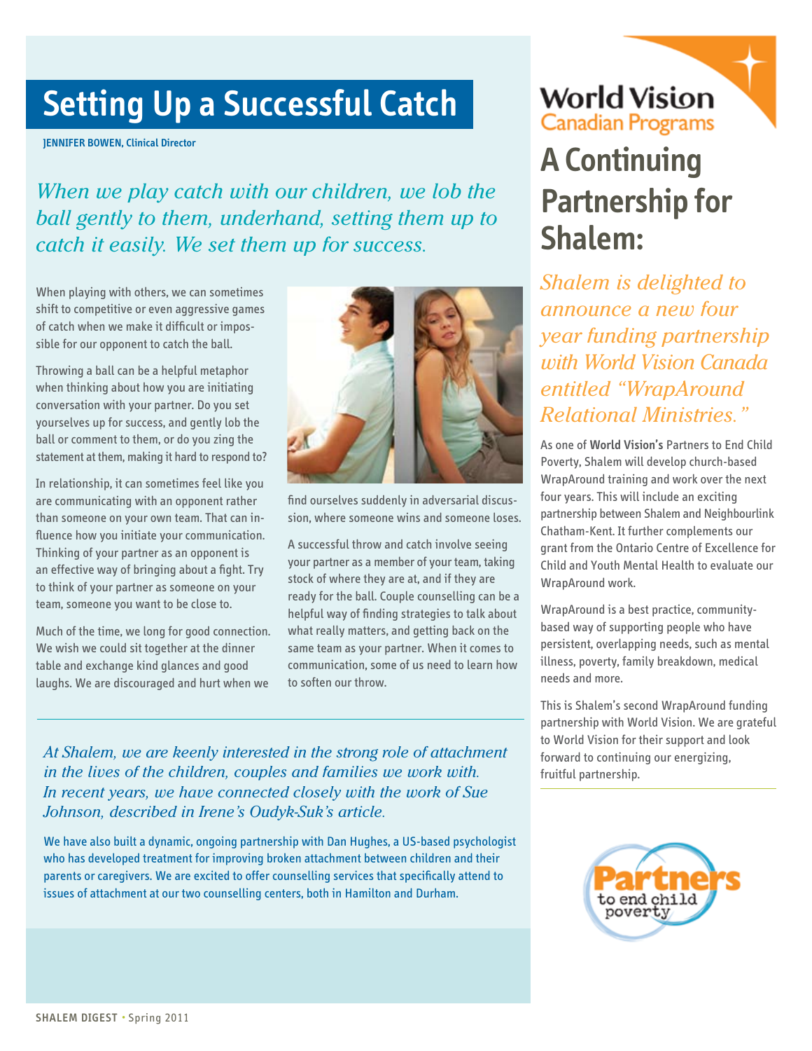# Setting Up a Successful Catch

**JENNIFER BOWEN, Clinical Director**

*When we play catch with our children, we lob the ball gently to them, underhand, setting them up to catch it easily. We set them up for success.*

When playing with others, we can sometimes shift to competitive or even aggressive games of catch when we make it difficult or impossible for our opponent to catch the ball.

Throwing a ball can be a helpful metaphor when thinking about how you are initiating conversation with your partner. Do you set yourselves up for success, and gently lob the ball or comment to them, or do you zing the statement at them, making it hard to respond to?

In relationship, it can sometimes feel like you are communicating with an opponent rather than someone on your own team. That can influence how you initiate your communication. Thinking of your partner as an opponent is an effective way of bringing about a fight. Try to think of your partner as someone on your team, someone you want to be close to.

Much of the time, we long for good connection. We wish we could sit together at the dinner table and exchange kind glances and good laughs. We are discouraged and hurt when we find ourselves suddenly in adversarial discussion, where someone wins and someone loses.

A successful throw and catch involve seeing your partner as a member of your team, taking stock of where they are at, and if they are ready for the ball. Couple counselling can be a helpful way of finding strategies to talk about what really matters, and getting back on the same team as your partner. When it comes to communication, some of us need to learn how to soften our throw.

*At Shalem, we are keenly interested in the strong role of attachment in the lives of the children, couples and families we work with. In recent years, we have connected closely with the work of Sue Johnson, described in Irene's Oudyk-Suk's article.*

We have also built a dynamic, ongoing partnership with Dan Hughes, a US-based psychologist who has developed treatment for improving broken attachment between children and their parents or caregivers. We are excited to offer counselling services that specifically attend to issues of attachment at our two counselling centers, both in Hamilton and Durham.

World Vision
Canadian Programs

# A Continuing Partnership for Shalem:

*Shalem is delighted to announce a new four year funding partnership with World Vision Canada entitled "WrapAround Relational Ministries."*

As one of World Vision's Partners to End Child Poverty, Shalem will develop church-based WrapAround training and work over the next four years. This will include an exciting partnership between Shalem and Neighbourlink Chatham-Kent. It further complements our grant from the Ontario Centre of Excellence for Child and Youth Mental Health to evaluate our WrapAround work.

WrapAround is a best practice, community-based way of supporting people who have persistent, overlapping needs, such as mental illness, poverty, family breakdown, medical needs and more.

This is Shalem's second WrapAround funding partnership with World Vision. We are grateful to World Vision for their support and look forward to continuing our energizing, fruitful partnership.

Partners to end child poverty